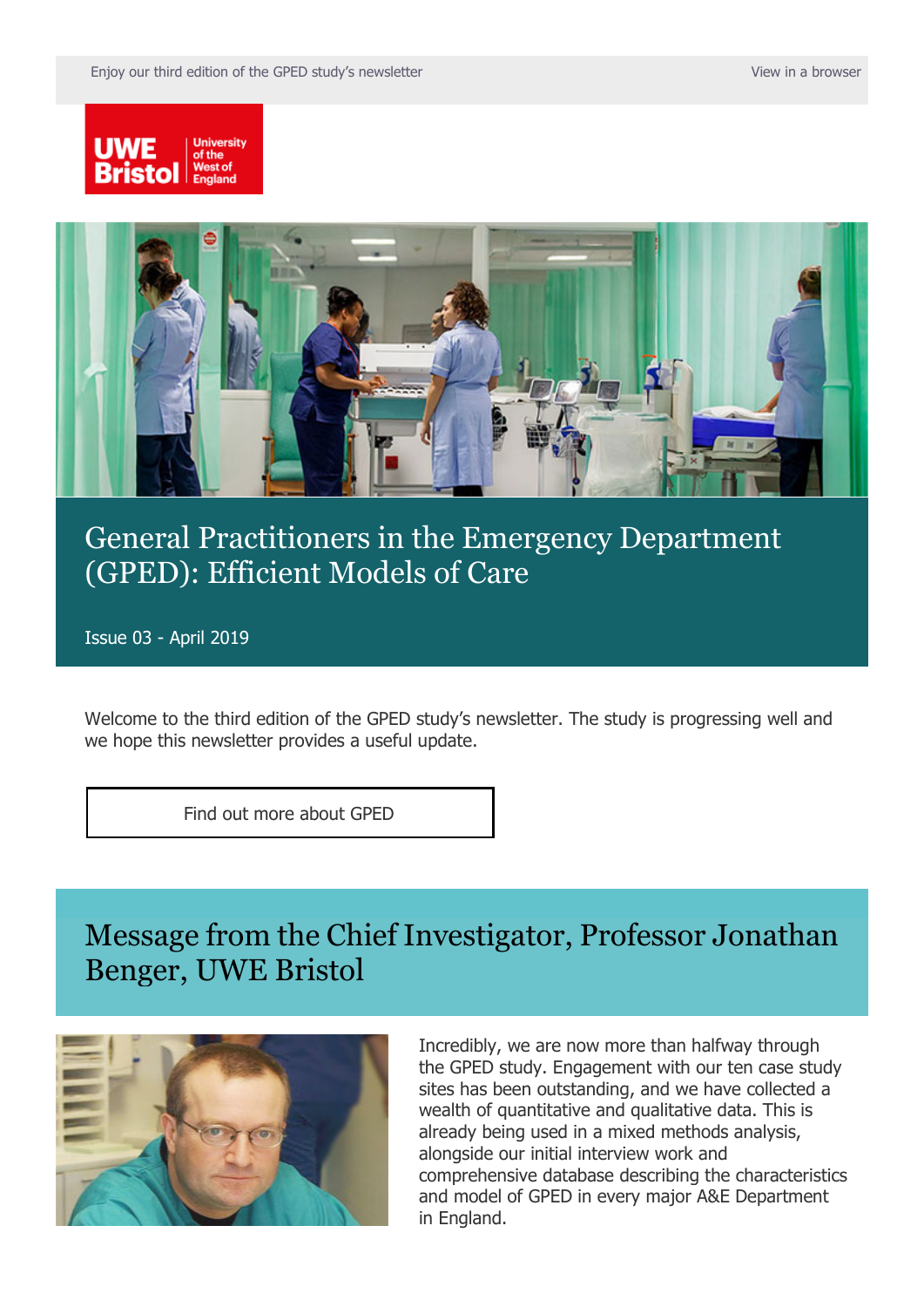Enjoy our third edition of the GPED study's newsletter

View in a browser

UWE Bristol University of the West of England

# General Practitioners in the Emergency Department (GPED): Efficient Models of Care

Issue 03 - April 2019

Welcome to the third edition of the GPED study's newsletter. The study is progressing well and we hope this newsletter provides a useful update.

Find out more about GPED

## Message from the Chief Investigator, Professor Jonathan Benger, UWE Bristol

Incredibly, we are now more than halfway through the GPED study. Engagement with our ten case study sites has been outstanding, and we have collected a wealth of quantitative and qualitative data. This is already being used in a mixed methods analysis, alongside our initial interview work and comprehensive database describing the characteristics and model of GPED in every major A&E Department in England.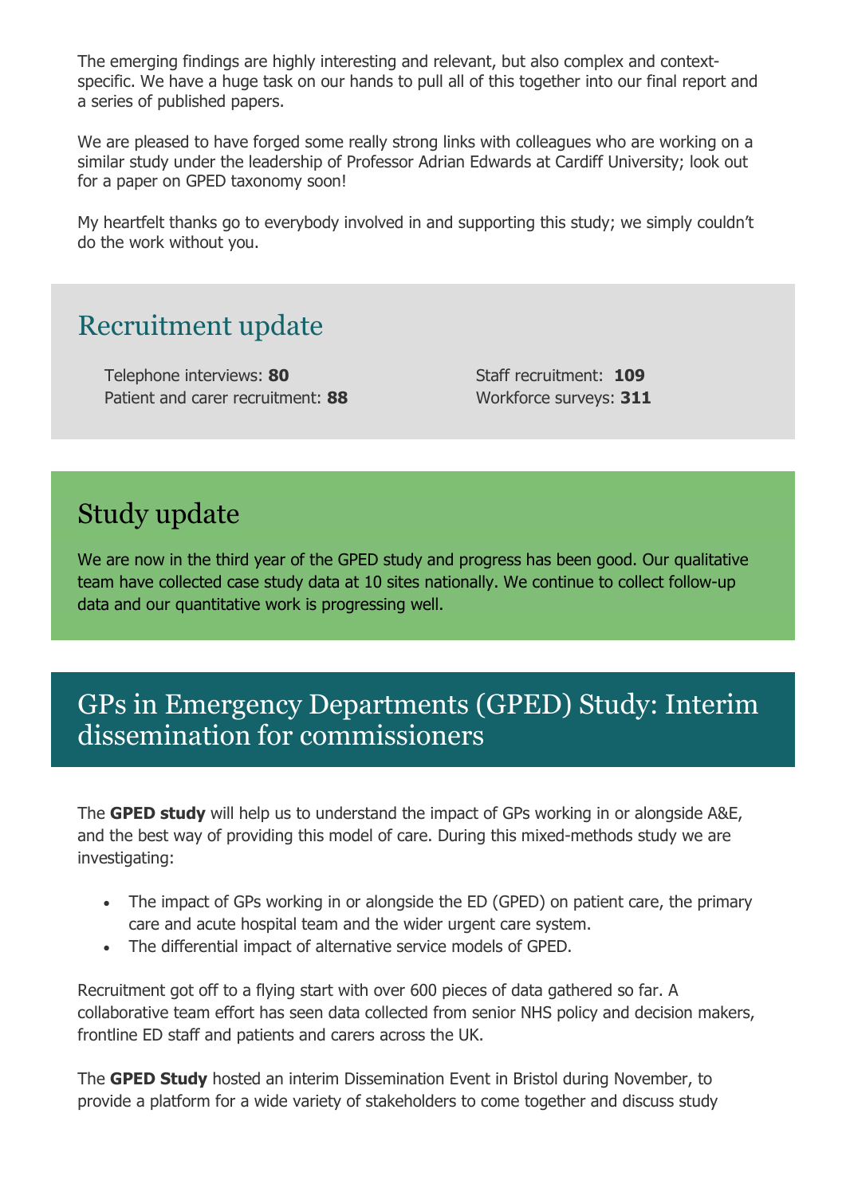The emerging findings are highly interesting and relevant, but also complex and context-specific. We have a huge task on our hands to pull all of this together into our final report and a series of published papers.

We are pleased to have forged some really strong links with colleagues who are working on a similar study under the leadership of Professor Adrian Edwards at Cardiff University; look out for a paper on GPED taxonomy soon!

My heartfelt thanks go to everybody involved in and supporting this study; we simply couldn't do the work without you.

## Recruitment update

Telephone interviews: **80**
Patient and carer recruitment: **88**
Staff recruitment: **109**
Workforce surveys: **311**

## Study update

We are now in the third year of the GPED study and progress has been good. Our qualitative team have collected case study data at 10 sites nationally. We continue to collect follow-up data and our quantitative work is progressing well.

## GPs in Emergency Departments (GPED) Study: Interim dissemination for commissioners

The **GPED study** will help us to understand the impact of GPs working in or alongside A&E, and the best way of providing this model of care. During this mixed-methods study we are investigating:

- The impact of GPs working in or alongside the ED (GPED) on patient care, the primary care and acute hospital team and the wider urgent care system.
- The differential impact of alternative service models of GPED.

Recruitment got off to a flying start with over 600 pieces of data gathered so far. A collaborative team effort has seen data collected from senior NHS policy and decision makers, frontline ED staff and patients and carers across the UK.

The **GPED Study** hosted an interim Dissemination Event in Bristol during November, to provide a platform for a wide variety of stakeholders to come together and discuss study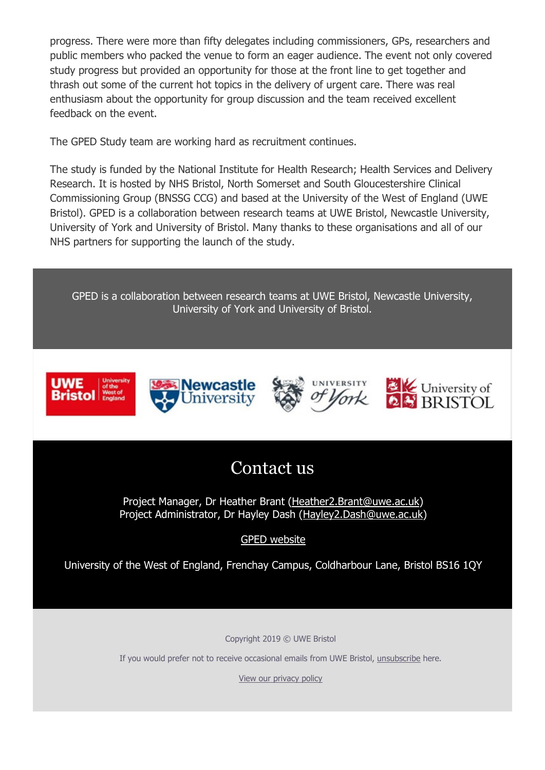progress. There were more than fifty delegates including commissioners, GPs, researchers and public members who packed the venue to form an eager audience. The event not only covered study progress but provided an opportunity for those at the front line to get together and thrash out some of the current hot topics in the delivery of urgent care. There was real enthusiasm about the opportunity for group discussion and the team received excellent feedback on the event.

The GPED Study team are working hard as recruitment continues.

The study is funded by the National Institute for Health Research; Health Services and Delivery Research. It is hosted by NHS Bristol, North Somerset and South Gloucestershire Clinical Commissioning Group (BNSSG CCG) and based at the University of the West of England (UWE Bristol). GPED is a collaboration between research teams at UWE Bristol, Newcastle University, University of York and University of Bristol. Many thanks to these organisations and all of our NHS partners for supporting the launch of the study.

GPED is a collaboration between research teams at UWE Bristol, Newcastle University, University of York and University of Bristol.

UWE Bristol University of the West of England | Newcastle University | University of York | University of Bristol

## Contact us

Project Manager, Dr Heather Brant (Heather2.Brant@uwe.ac.uk)
Project Administrator, Dr Hayley Dash (Hayley2.Dash@uwe.ac.uk)

GPED website

University of the West of England, Frenchay Campus, Coldharbour Lane, Bristol BS16 1QY

Copyright 2019 © UWE Bristol

If you would prefer not to receive occasional emails from UWE Bristol, unsubscribe here.

View our privacy policy